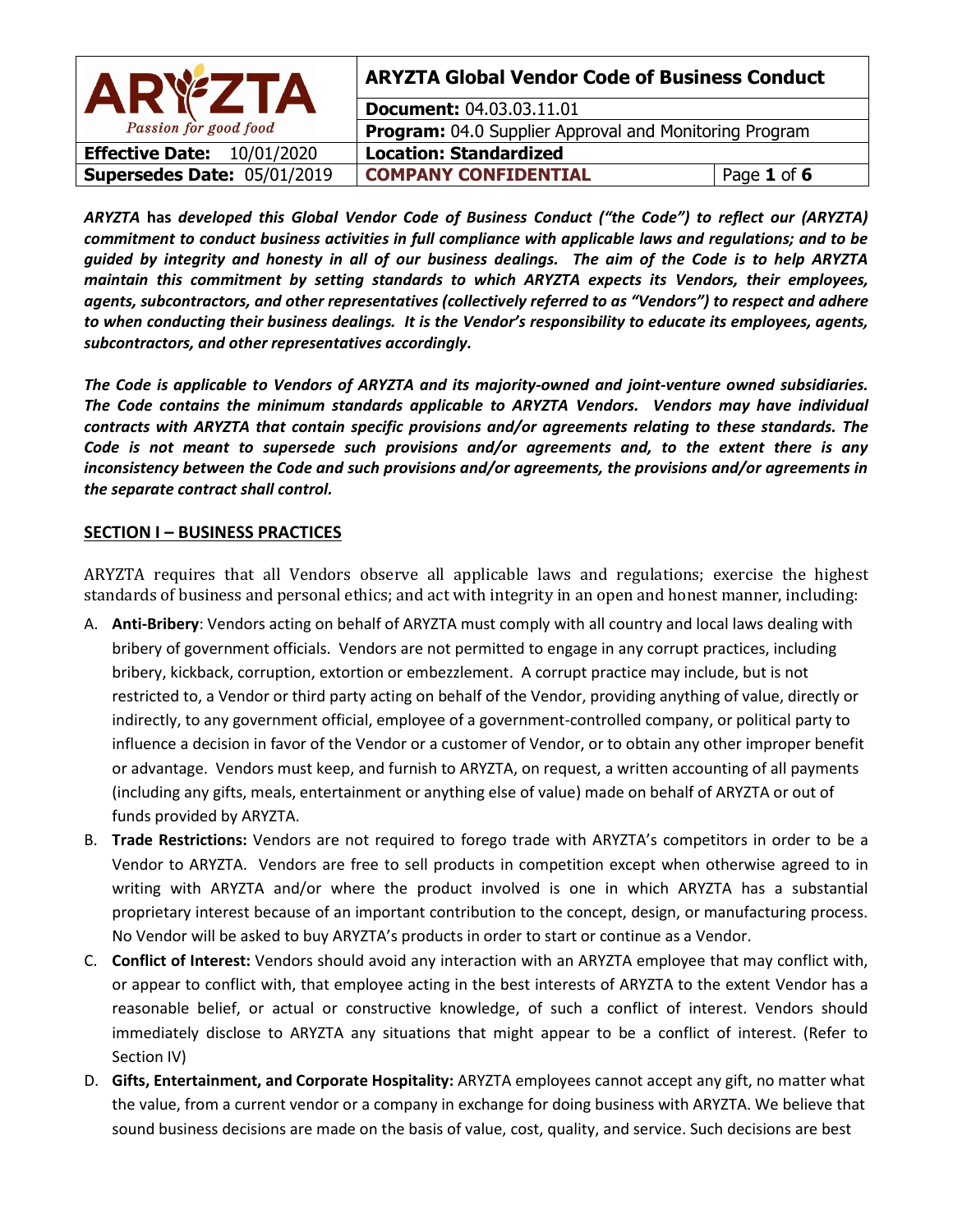| ARYZTA Passion for good food | ARYZTA Global Vendor Code of Business Conduct | |
|---|---|---|
| | **Document:** 04.03.03.11.01 | |
| | **Program:** 04.0 Supplier Approval and Monitoring Program | |
| **Effective Date:** 10/01/2020 | **Location: Standardized** | |
| **Supersedes Date:** 05/01/2019 | **COMPANY CONFIDENTIAL** | |

***ARYZTA* has *developed this Global Vendor Code of Business Conduct ("the Code") to reflect our (ARYZTA) commitment to conduct business activities in full compliance with applicable laws and regulations; and to be guided by integrity and honesty in all of our business dealings. The aim of the Code is to help ARYZTA maintain this commitment by setting standards to which ARYZTA expects its Vendors, their employees, agents, subcontractors, and other representatives (collectively referred to as "Vendors") to respect and adhere to when conducting their business dealings. It is the Vendor's responsibility to educate its employees, agents, subcontractors, and other representatives accordingly.***

***The Code is applicable to Vendors of ARYZTA and its majority-owned and joint-venture owned subsidiaries. The Code contains the minimum standards applicable to ARYZTA Vendors. Vendors may have individual contracts with ARYZTA that contain specific provisions and/or agreements relating to these standards. The Code is not meant to supersede such provisions and/or agreements and, to the extent there is any inconsistency between the Code and such provisions and/or agreements, the provisions and/or agreements in the separate contract shall control.***

## SECTION I – BUSINESS PRACTICES

ARYZTA requires that all Vendors observe all applicable laws and regulations; exercise the highest standards of business and personal ethics; and act with integrity in an open and honest manner, including:

A. **Anti-Bribery**: Vendors acting on behalf of ARYZTA must comply with all country and local laws dealing with bribery of government officials. Vendors are not permitted to engage in any corrupt practices, including bribery, kickback, corruption, extortion or embezzlement. A corrupt practice may include, but is not restricted to, a Vendor or third party acting on behalf of the Vendor, providing anything of value, directly or indirectly, to any government official, employee of a government-controlled company, or political party to influence a decision in favor of the Vendor or a customer of Vendor, or to obtain any other improper benefit or advantage. Vendors must keep, and furnish to ARYZTA, on request, a written accounting of all payments (including any gifts, meals, entertainment or anything else of value) made on behalf of ARYZTA or out of funds provided by ARYZTA.

B. **Trade Restrictions:** Vendors are not required to forego trade with ARYZTA's competitors in order to be a Vendor to ARYZTA. Vendors are free to sell products in competition except when otherwise agreed to in writing with ARYZTA and/or where the product involved is one in which ARYZTA has a substantial proprietary interest because of an important contribution to the concept, design, or manufacturing process. No Vendor will be asked to buy ARYZTA's products in order to start or continue as a Vendor.

C. **Conflict of Interest:** Vendors should avoid any interaction with an ARYZTA employee that may conflict with, or appear to conflict with, that employee acting in the best interests of ARYZTA to the extent Vendor has a reasonable belief, or actual or constructive knowledge, of such a conflict of interest. Vendors should immediately disclose to ARYZTA any situations that might appear to be a conflict of interest. (Refer to Section IV)

D. **Gifts, Entertainment, and Corporate Hospitality:** ARYZTA employees cannot accept any gift, no matter what the value, from a current vendor or a company in exchange for doing business with ARYZTA. We believe that sound business decisions are made on the basis of value, cost, quality, and service. Such decisions are best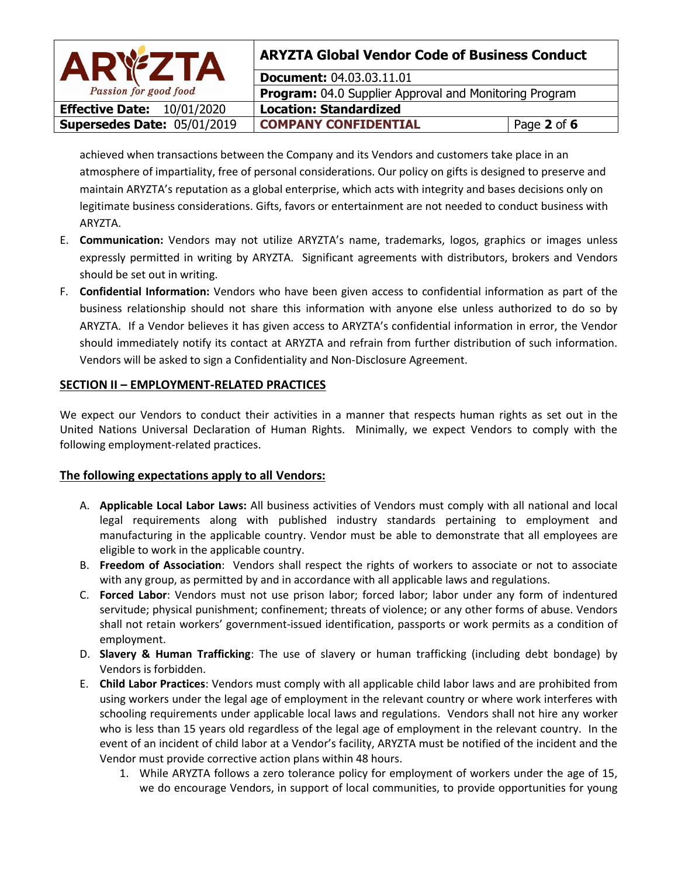achieved when transactions between the Company and its Vendors and customers take place in an atmosphere of impartiality, free of personal considerations. Our policy on gifts is designed to preserve and maintain ARYZTA's reputation as a global enterprise, which acts with integrity and bases decisions only on legitimate business considerations. Gifts, favors or entertainment are not needed to conduct business with ARYZTA.

E. **Communication:** Vendors may not utilize ARYZTA's name, trademarks, logos, graphics or images unless expressly permitted in writing by ARYZTA. Significant agreements with distributors, brokers and Vendors should be set out in writing.
F. **Confidential Information:** Vendors who have been given access to confidential information as part of the business relationship should not share this information with anyone else unless authorized to do so by ARYZTA. If a Vendor believes it has given access to ARYZTA's confidential information in error, the Vendor should immediately notify its contact at ARYZTA and refrain from further distribution of such information. Vendors will be asked to sign a Confidentiality and Non-Disclosure Agreement.

## SECTION II – EMPLOYMENT-RELATED PRACTICES

We expect our Vendors to conduct their activities in a manner that respects human rights as set out in the United Nations Universal Declaration of Human Rights. Minimally, we expect Vendors to comply with the following employment-related practices.

### The following expectations apply to all Vendors:

A. **Applicable Local Labor Laws:** All business activities of Vendors must comply with all national and local legal requirements along with published industry standards pertaining to employment and manufacturing in the applicable country. Vendor must be able to demonstrate that all employees are eligible to work in the applicable country.
B. **Freedom of Association**: Vendors shall respect the rights of workers to associate or not to associate with any group, as permitted by and in accordance with all applicable laws and regulations.
C. **Forced Labor**: Vendors must not use prison labor; forced labor; labor under any form of indentured servitude; physical punishment; confinement; threats of violence; or any other forms of abuse. Vendors shall not retain workers' government-issued identification, passports or work permits as a condition of employment.
D. **Slavery & Human Trafficking**: The use of slavery or human trafficking (including debt bondage) by Vendors is forbidden.
E. **Child Labor Practices**: Vendors must comply with all applicable child labor laws and are prohibited from using workers under the legal age of employment in the relevant country or where work interferes with schooling requirements under applicable local laws and regulations. Vendors shall not hire any worker who is less than 15 years old regardless of the legal age of employment in the relevant country. In the event of an incident of child labor at a Vendor's facility, ARYZTA must be notified of the incident and the Vendor must provide corrective action plans within 48 hours.
    1. While ARYZTA follows a zero tolerance policy for employment of workers under the age of 15, we do encourage Vendors, in support of local communities, to provide opportunities for young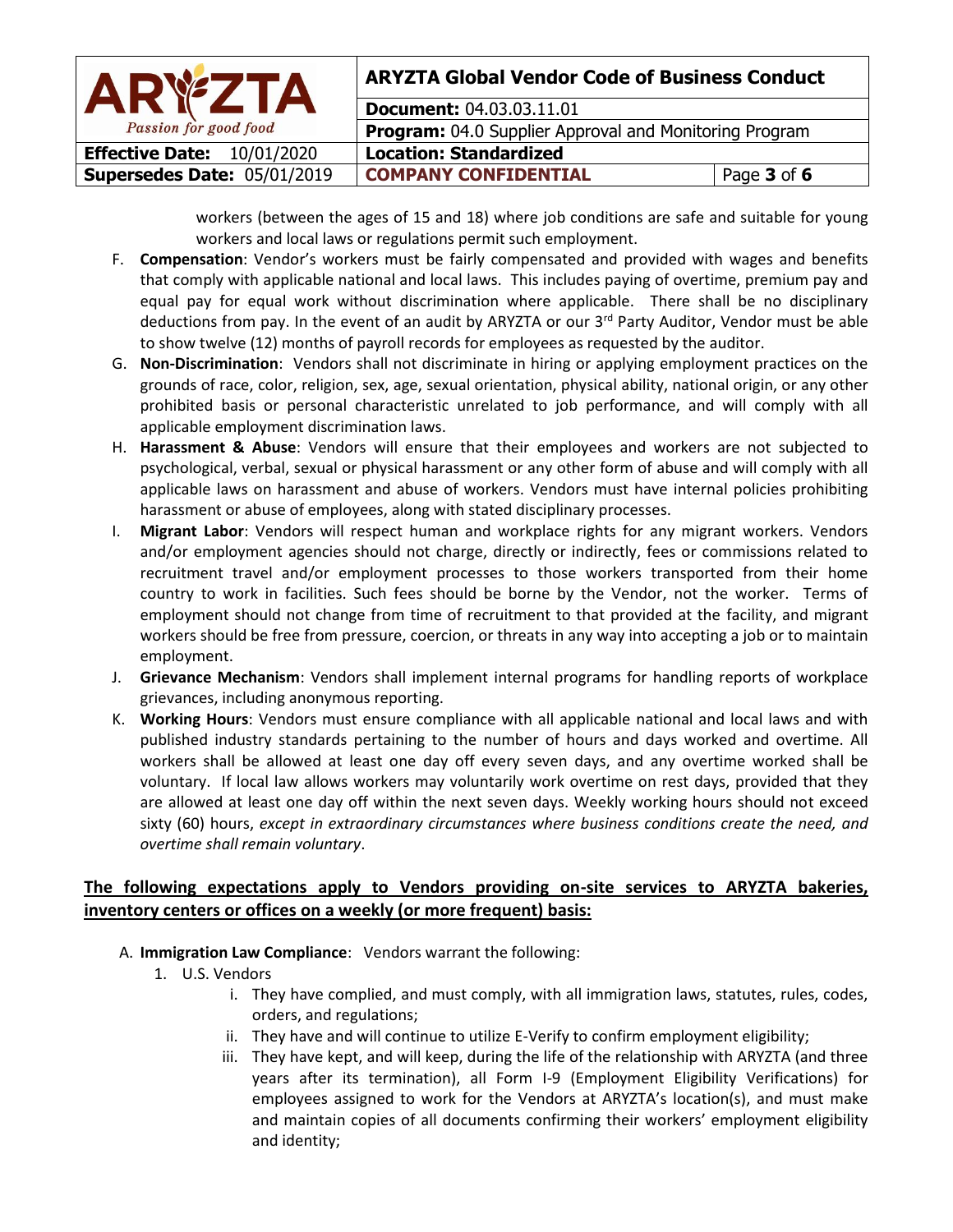workers (between the ages of 15 and 18) where job conditions are safe and suitable for young workers and local laws or regulations permit such employment.

F. **Compensation**: Vendor's workers must be fairly compensated and provided with wages and benefits that comply with applicable national and local laws. This includes paying of overtime, premium pay and equal pay for equal work without discrimination where applicable. There shall be no disciplinary deductions from pay. In the event of an audit by ARYZTA or our 3rd Party Auditor, Vendor must be able to show twelve (12) months of payroll records for employees as requested by the auditor.

G. **Non-Discrimination**: Vendors shall not discriminate in hiring or applying employment practices on the grounds of race, color, religion, sex, age, sexual orientation, physical ability, national origin, or any other prohibited basis or personal characteristic unrelated to job performance, and will comply with all applicable employment discrimination laws.

H. **Harassment & Abuse**: Vendors will ensure that their employees and workers are not subjected to psychological, verbal, sexual or physical harassment or any other form of abuse and will comply with all applicable laws on harassment and abuse of workers. Vendors must have internal policies prohibiting harassment or abuse of employees, along with stated disciplinary processes.

I. **Migrant Labor**: Vendors will respect human and workplace rights for any migrant workers. Vendors and/or employment agencies should not charge, directly or indirectly, fees or commissions related to recruitment travel and/or employment processes to those workers transported from their home country to work in facilities. Such fees should be borne by the Vendor, not the worker. Terms of employment should not change from time of recruitment to that provided at the facility, and migrant workers should be free from pressure, coercion, or threats in any way into accepting a job or to maintain employment.

J. **Grievance Mechanism**: Vendors shall implement internal programs for handling reports of workplace grievances, including anonymous reporting.

K. **Working Hours**: Vendors must ensure compliance with all applicable national and local laws and with published industry standards pertaining to the number of hours and days worked and overtime. All workers shall be allowed at least one day off every seven days, and any overtime worked shall be voluntary. If local law allows workers may voluntarily work overtime on rest days, provided that they are allowed at least one day off within the next seven days. Weekly working hours should not exceed sixty (60) hours, *except in extraordinary circumstances where business conditions create the need, and overtime shall remain voluntary*.

**The following expectations apply to Vendors providing on-site services to ARYZTA bakeries, inventory centers or offices on a weekly (or more frequent) basis:**

A. **Immigration Law Compliance**: Vendors warrant the following:
   1. U.S. Vendors
      i. They have complied, and must comply, with all immigration laws, statutes, rules, codes, orders, and regulations;
      ii. They have and will continue to utilize E-Verify to confirm employment eligibility;
      iii. They have kept, and will keep, during the life of the relationship with ARYZTA (and three years after its termination), all Form I-9 (Employment Eligibility Verifications) for employees assigned to work for the Vendors at ARYZTA's location(s), and must make and maintain copies of all documents confirming their workers' employment eligibility and identity;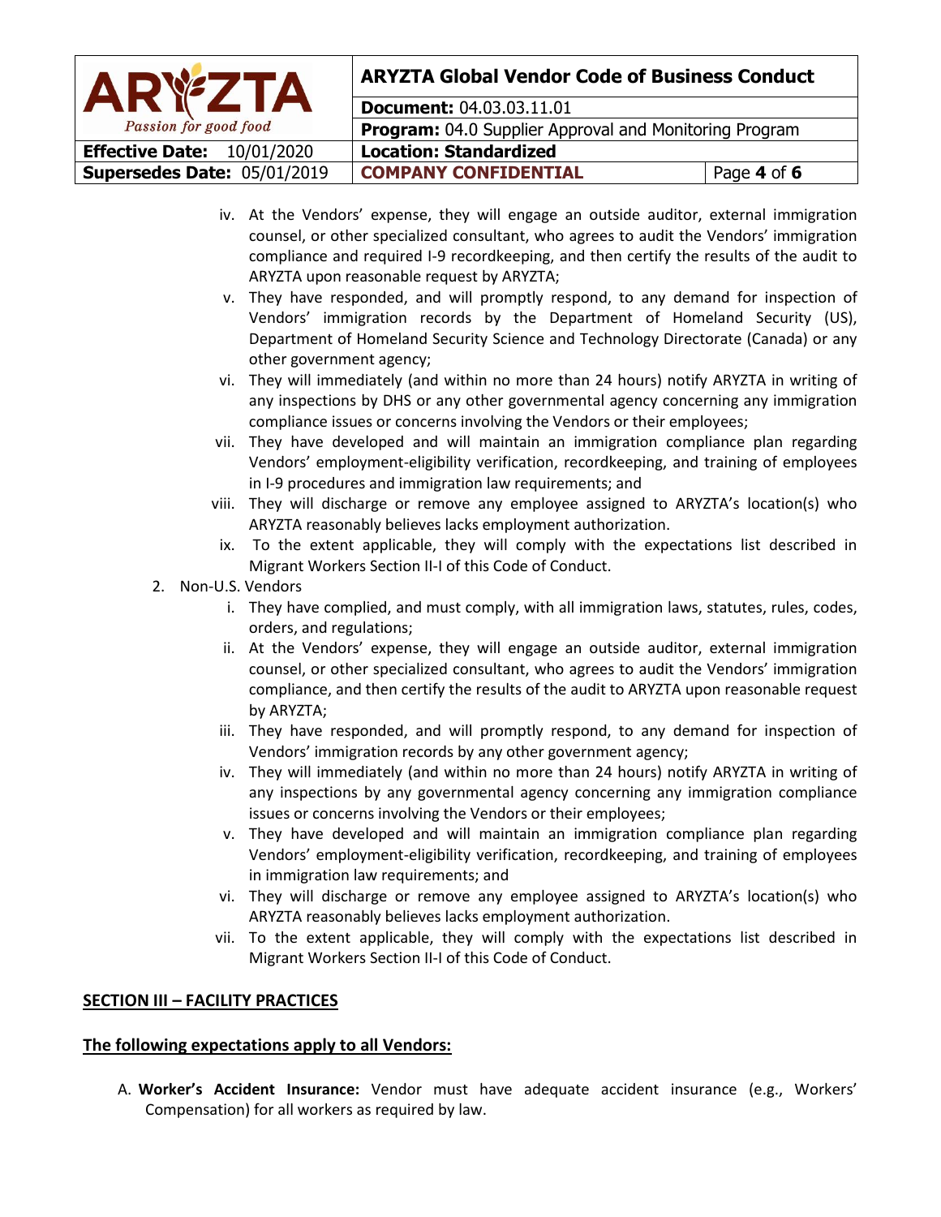iv. At the Vendors' expense, they will engage an outside auditor, external immigration counsel, or other specialized consultant, who agrees to audit the Vendors' immigration compliance and required I-9 recordkeeping, and then certify the results of the audit to ARYZTA upon reasonable request by ARYZTA;

v. They have responded, and will promptly respond, to any demand for inspection of Vendors' immigration records by the Department of Homeland Security (US), Department of Homeland Security Science and Technology Directorate (Canada) or any other government agency;

vi. They will immediately (and within no more than 24 hours) notify ARYZTA in writing of any inspections by DHS or any other governmental agency concerning any immigration compliance issues or concerns involving the Vendors or their employees;

vii. They have developed and will maintain an immigration compliance plan regarding Vendors' employment-eligibility verification, recordkeeping, and training of employees in I-9 procedures and immigration law requirements; and

viii. They will discharge or remove any employee assigned to ARYZTA's location(s) who ARYZTA reasonably believes lacks employment authorization.

ix. To the extent applicable, they will comply with the expectations list described in Migrant Workers Section II-I of this Code of Conduct.

2. Non-U.S. Vendors

   i. They have complied, and must comply, with all immigration laws, statutes, rules, codes, orders, and regulations;

   ii. At the Vendors' expense, they will engage an outside auditor, external immigration counsel, or other specialized consultant, who agrees to audit the Vendors' immigration compliance, and then certify the results of the audit to ARYZTA upon reasonable request by ARYZTA;

   iii. They have responded, and will promptly respond, to any demand for inspection of Vendors' immigration records by any other government agency;

   iv. They will immediately (and within no more than 24 hours) notify ARYZTA in writing of any inspections by any governmental agency concerning any immigration compliance issues or concerns involving the Vendors or their employees;

   v. They have developed and will maintain an immigration compliance plan regarding Vendors' employment-eligibility verification, recordkeeping, and training of employees in immigration law requirements; and

   vi. They will discharge or remove any employee assigned to ARYZTA's location(s) who ARYZTA reasonably believes lacks employment authorization.

   vii. To the extent applicable, they will comply with the expectations list described in Migrant Workers Section II-I of this Code of Conduct.

## SECTION III – FACILITY PRACTICES

### The following expectations apply to all Vendors:

A. **Worker's Accident Insurance:** Vendor must have adequate accident insurance (e.g., Workers' Compensation) for all workers as required by law.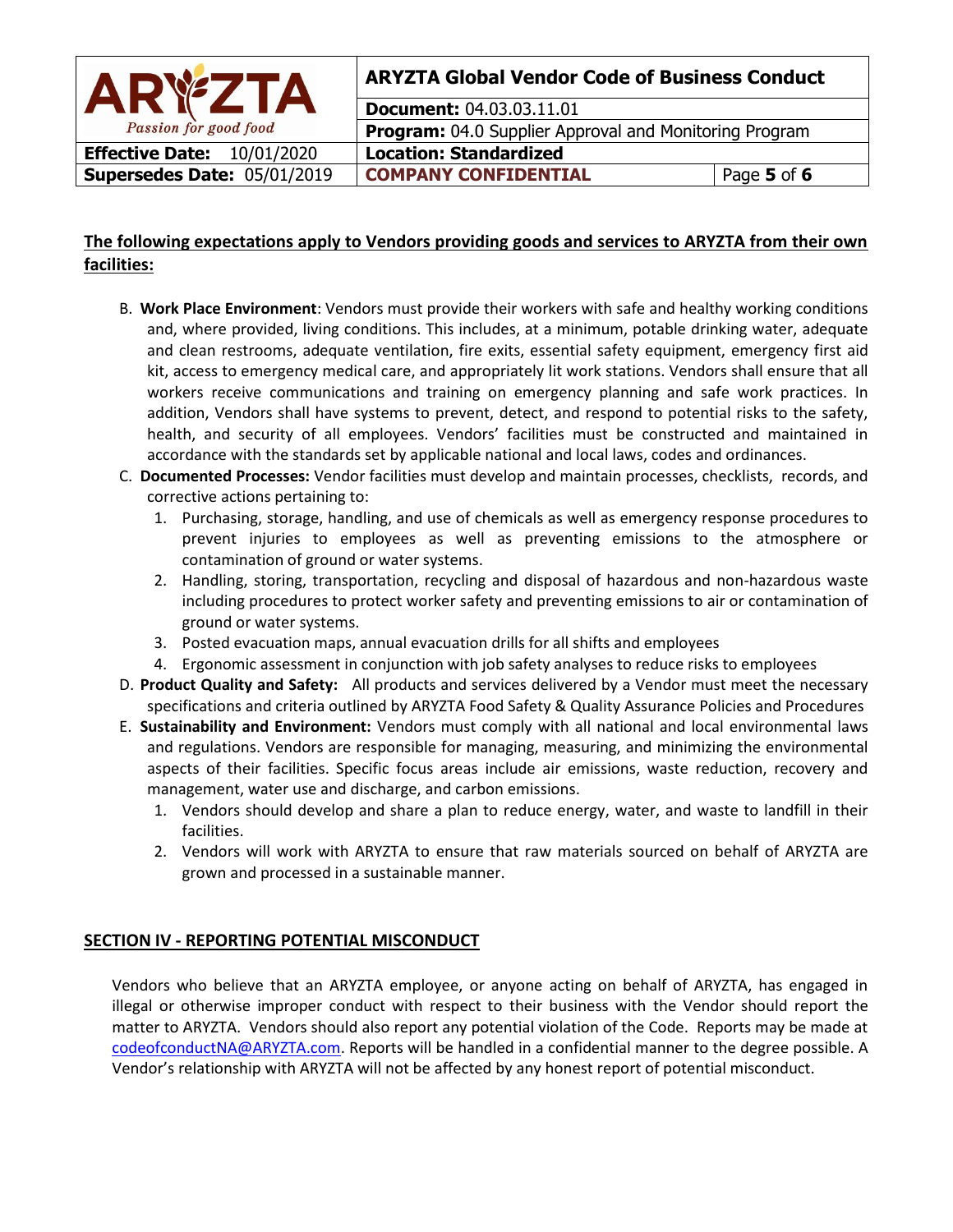**The following expectations apply to Vendors providing goods and services to ARYZTA from their own facilities:**

B. **Work Place Environment**: Vendors must provide their workers with safe and healthy working conditions and, where provided, living conditions. This includes, at a minimum, potable drinking water, adequate and clean restrooms, adequate ventilation, fire exits, essential safety equipment, emergency first aid kit, access to emergency medical care, and appropriately lit work stations. Vendors shall ensure that all workers receive communications and training on emergency planning and safe work practices. In addition, Vendors shall have systems to prevent, detect, and respond to potential risks to the safety, health, and security of all employees. Vendors' facilities must be constructed and maintained in accordance with the standards set by applicable national and local laws, codes and ordinances.

C. **Documented Processes:** Vendor facilities must develop and maintain processes, checklists, records, and corrective actions pertaining to:
   1. Purchasing, storage, handling, and use of chemicals as well as emergency response procedures to prevent injuries to employees as well as preventing emissions to the atmosphere or contamination of ground or water systems.
   2. Handling, storing, transportation, recycling and disposal of hazardous and non-hazardous waste including procedures to protect worker safety and preventing emissions to air or contamination of ground or water systems.
   3. Posted evacuation maps, annual evacuation drills for all shifts and employees
   4. Ergonomic assessment in conjunction with job safety analyses to reduce risks to employees

D. **Product Quality and Safety:** All products and services delivered by a Vendor must meet the necessary specifications and criteria outlined by ARYZTA Food Safety & Quality Assurance Policies and Procedures

E. **Sustainability and Environment:** Vendors must comply with all national and local environmental laws and regulations. Vendors are responsible for managing, measuring, and minimizing the environmental aspects of their facilities. Specific focus areas include air emissions, waste reduction, recovery and management, water use and discharge, and carbon emissions.
   1. Vendors should develop and share a plan to reduce energy, water, and waste to landfill in their facilities.
   2. Vendors will work with ARYZTA to ensure that raw materials sourced on behalf of ARYZTA are grown and processed in a sustainable manner.

## SECTION IV - REPORTING POTENTIAL MISCONDUCT

Vendors who believe that an ARYZTA employee, or anyone acting on behalf of ARYZTA, has engaged in illegal or otherwise improper conduct with respect to their business with the Vendor should report the matter to ARYZTA. Vendors should also report any potential violation of the Code. Reports may be made at codeofconductNA@ARYZTA.com. Reports will be handled in a confidential manner to the degree possible. A Vendor's relationship with ARYZTA will not be affected by any honest report of potential misconduct.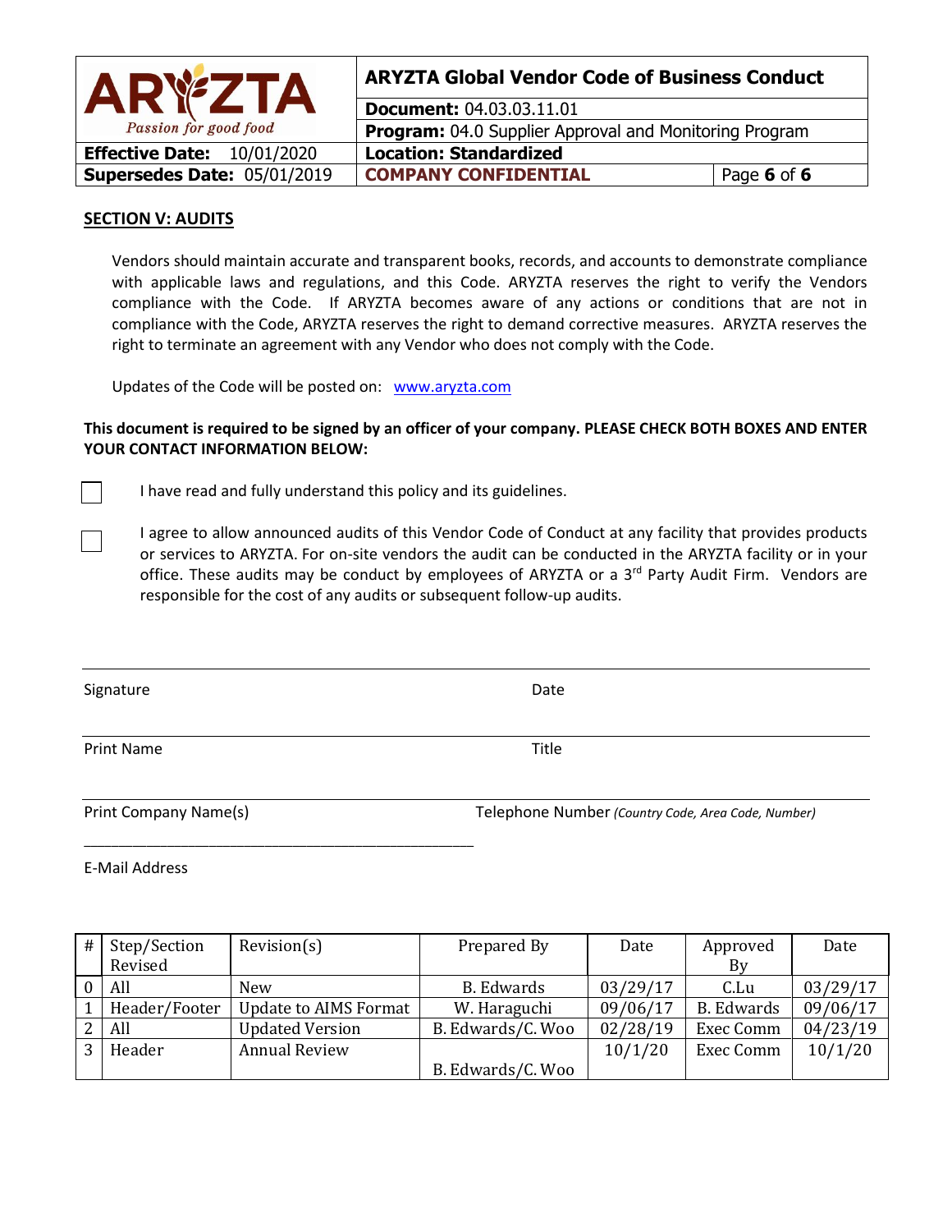## SECTION V: AUDITS

Vendors should maintain accurate and transparent books, records, and accounts to demonstrate compliance with applicable laws and regulations, and this Code. ARYZTA reserves the right to verify the Vendors compliance with the Code. If ARYZTA becomes aware of any actions or conditions that are not in compliance with the Code, ARYZTA reserves the right to demand corrective measures. ARYZTA reserves the right to terminate an agreement with any Vendor who does not comply with the Code.

Updates of the Code will be posted on: www.aryzta.com

**This document is required to be signed by an officer of your company. PLEASE CHECK BOTH BOXES AND ENTER YOUR CONTACT INFORMATION BELOW:**

☐ I have read and fully understand this policy and its guidelines.

☐ I agree to allow announced audits of this Vendor Code of Conduct at any facility that provides products or services to ARYZTA. For on-site vendors the audit can be conducted in the ARYZTA facility or in your office. These audits may be conduct by employees of ARYZTA or a 3rd Party Audit Firm. Vendors are responsible for the cost of any audits or subsequent follow-up audits.

Signature _______________ Date _______________

Print Name _______________ Title _______________

Print Company Name(s) _______________ Telephone Number *(Country Code, Area Code, Number)* _______________

E-Mail Address _______________

| # | Step/Section Revised | Revision(s) | Prepared By | Date | Approved By | Date |
|---|---|---|---|---|---|---|
| 0 | All | New | B. Edwards | 03/29/17 | C.Lu | 03/29/17 |
| 1 | Header/Footer | Update to AIMS Format | W. Haraguchi | 09/06/17 | B. Edwards | 09/06/17 |
| 2 | All | Updated Version | B. Edwards/C. Woo | 02/28/19 | Exec Comm | 04/23/19 |
| 3 | Header | Annual Review | B. Edwards/C. Woo | 10/1/20 | Exec Comm | 10/1/20 |